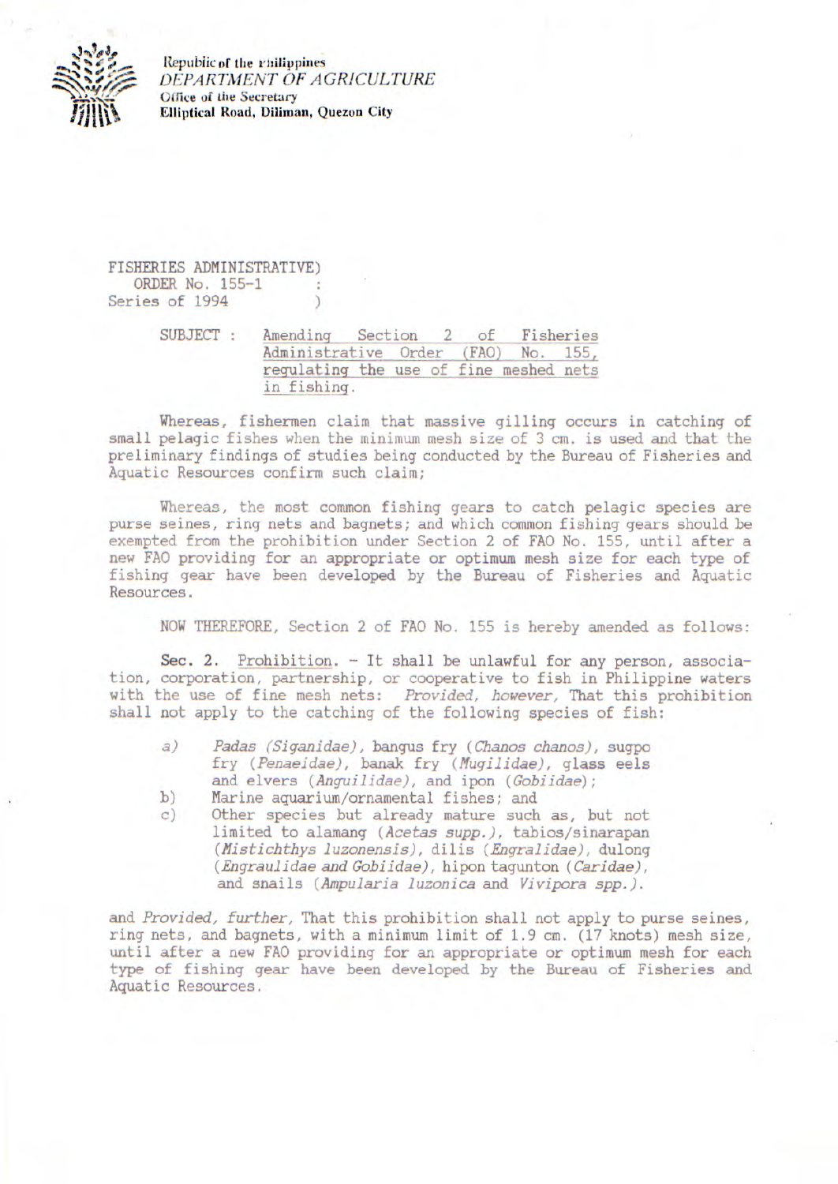Republic of the Philippines
*DEPARTMENT OF AGRICULTURE*
Office of the Secretary
**Elliptical Road, Diliman, Quezon City**

FISHERIES ADMINISTRATIVE)
ORDER No. 155-1 :
Series of 1994 )

SUBJECT : Amending Section 2 of Fisheries Administrative Order (FAO) No. 155, regulating the use of fine meshed nets in fishing.

Whereas, fishermen claim that massive gilling occurs in catching of small pelagic fishes when the minimum mesh size of 3 cm. is used and that the preliminary findings of studies being conducted by the Bureau of Fisheries and Aquatic Resources confirm such claim;

Whereas, the most common fishing gears to catch pelagic species are purse seines, ring nets and bagnets; and which common fishing gears should be exempted from the prohibition under Section 2 of FAO No. 155, until after a new FAO providing for an appropriate or optimum mesh size for each type of fishing gear have been developed by the Bureau of Fisheries and Aquatic Resources.

NOW THEREFORE, Section 2 of FAO No. 155 is hereby amended as follows:

**Sec. 2.** Prohibition. - It shall be unlawful for any person, association, corporation, partnership, or cooperative to fish in Philippine waters with the use of fine mesh nets: *Provided, however,* That this prohibition shall not apply to the catching of the following species of fish:

a) *Padas (Siganidae)*, bangus fry (*Chanos chanos*), sugpo fry (*Penaeidae*), banak fry (*Mugilidae*), glass eels and elvers (*Anguilidae*), and ipon (*Gobiidae*);
b) Marine aquarium/ornamental fishes; and
c) Other species but already mature such as, but not limited to alamang (*Acetas supp.*), tabios/sinarapan (*Mistichthys luzonensis*), dilis (*Engralidae*), dulong (*Engraulidae and Gobiidae*), hipon tagunton (*Caridae*), and snails (*Ampularia luzonica* and *Vivipora spp.*).

and *Provided, further,* That this prohibition shall not apply to purse seines, ring nets, and bagnets, with a minimum limit of 1.9 cm. (17 knots) mesh size, until after a new FAO providing for an appropriate or optimum mesh for each type of fishing gear have been developed by the Bureau of Fisheries and Aquatic Resources.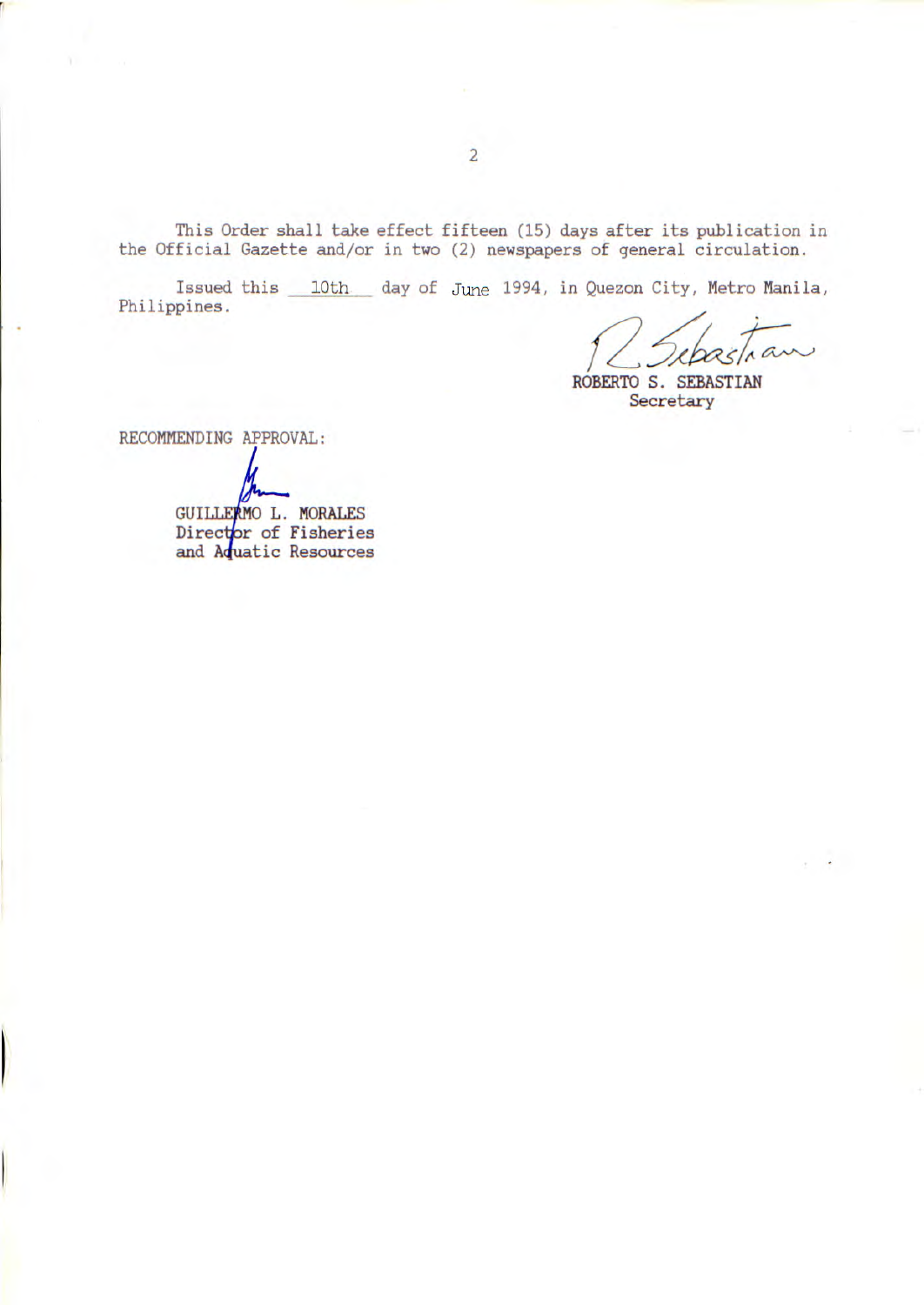This Order shall take effect fifteen (15) days after its publication in the Official Gazette and/or in two (2) newspapers of general circulation.

Issued this 10th day of June 1994, in Quezon City, Metro Manila, Philippines.

ROBERTO S. SEBASTIAN
Secretary

RECOMMENDING APPROVAL:

GUILLERMO L. MORALES
Director of Fisheries
and Aquatic Resources